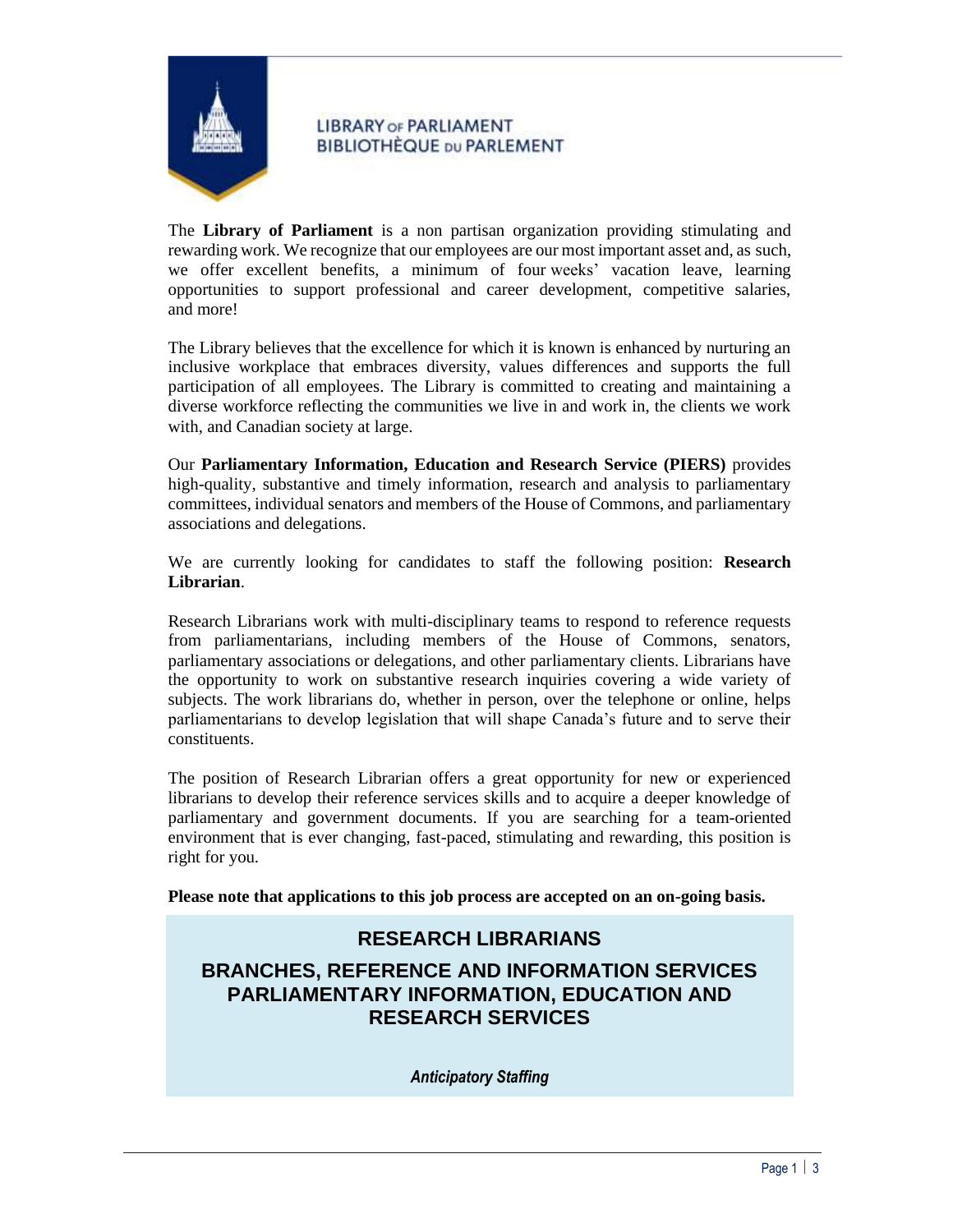LIBRARY OF PARLIAMENT
BIBLIOTHÈQUE DU PARLEMENT

The **Library of Parliament** is a non partisan organization providing stimulating and rewarding work. We recognize that our employees are our most important asset and, as such, we offer excellent benefits, a minimum of four weeks' vacation leave, learning opportunities to support professional and career development, competitive salaries, and more!

The Library believes that the excellence for which it is known is enhanced by nurturing an inclusive workplace that embraces diversity, values differences and supports the full participation of all employees. The Library is committed to creating and maintaining a diverse workforce reflecting the communities we live in and work in, the clients we work with, and Canadian society at large.

Our **Parliamentary Information, Education and Research Service (PIERS)** provides high-quality, substantive and timely information, research and analysis to parliamentary committees, individual senators and members of the House of Commons, and parliamentary associations and delegations.

We are currently looking for candidates to staff the following position: **Research Librarian**.

Research Librarians work with multi-disciplinary teams to respond to reference requests from parliamentarians, including members of the House of Commons, senators, parliamentary associations or delegations, and other parliamentary clients. Librarians have the opportunity to work on substantive research inquiries covering a wide variety of subjects. The work librarians do, whether in person, over the telephone or online, helps parliamentarians to develop legislation that will shape Canada's future and to serve their constituents.

The position of Research Librarian offers a great opportunity for new or experienced librarians to develop their reference services skills and to acquire a deeper knowledge of parliamentary and government documents. If you are searching for a team-oriented environment that is ever changing, fast-paced, stimulating and rewarding, this position is right for you.

**Please note that applications to this job process are accepted on an on-going basis.**

# RESEARCH LIBRARIANS

## BRANCHES, REFERENCE AND INFORMATION SERVICES PARLIAMENTARY INFORMATION, EDUCATION AND RESEARCH SERVICES

***Anticipatory Staffing***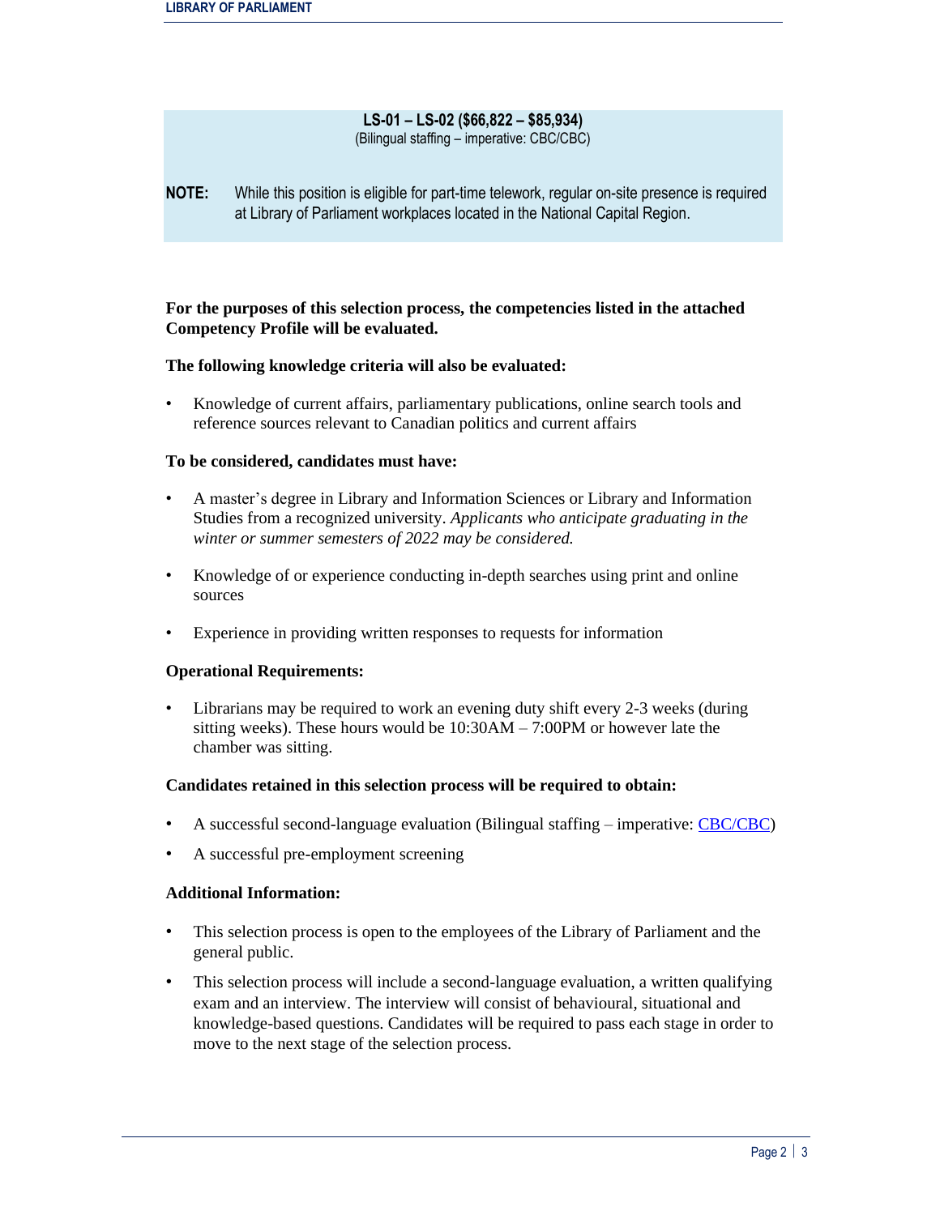**LS-01 – LS-02 ($66,822 – $85,934)**
(Bilingual staffing – imperative: CBC/CBC)

**NOTE:** While this position is eligible for part-time telework, regular on-site presence is required at Library of Parliament workplaces located in the National Capital Region.

**For the purposes of this selection process, the competencies listed in the attached Competency Profile will be evaluated.**

**The following knowledge criteria will also be evaluated:**

- Knowledge of current affairs, parliamentary publications, online search tools and reference sources relevant to Canadian politics and current affairs

**To be considered, candidates must have:**

- A master's degree in Library and Information Sciences or Library and Information Studies from a recognized university. *Applicants who anticipate graduating in the winter or summer semesters of 2022 may be considered.*
- Knowledge of or experience conducting in-depth searches using print and online sources
- Experience in providing written responses to requests for information

**Operational Requirements:**

- Librarians may be required to work an evening duty shift every 2-3 weeks (during sitting weeks). These hours would be 10:30AM – 7:00PM or however late the chamber was sitting.

**Candidates retained in this selection process will be required to obtain:**

- A successful second-language evaluation (Bilingual staffing – imperative: CBC/CBC)
- A successful pre-employment screening

**Additional Information:**

- This selection process is open to the employees of the Library of Parliament and the general public.
- This selection process will include a second-language evaluation, a written qualifying exam and an interview. The interview will consist of behavioural, situational and knowledge-based questions. Candidates will be required to pass each stage in order to move to the next stage of the selection process.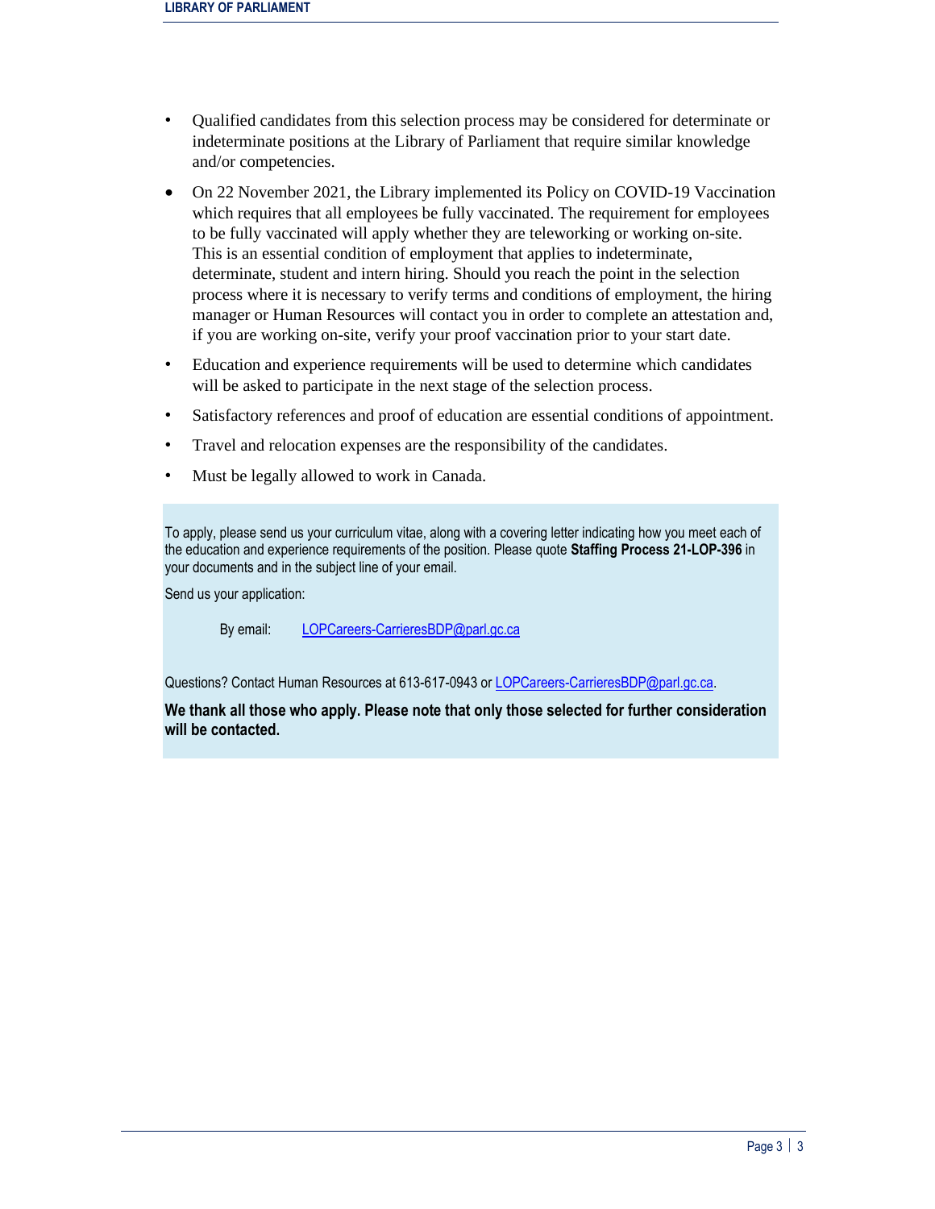- Qualified candidates from this selection process may be considered for determinate or indeterminate positions at the Library of Parliament that require similar knowledge and/or competencies.
- On 22 November 2021, the Library implemented its Policy on COVID-19 Vaccination which requires that all employees be fully vaccinated. The requirement for employees to be fully vaccinated will apply whether they are teleworking or working on-site. This is an essential condition of employment that applies to indeterminate, determinate, student and intern hiring. Should you reach the point in the selection process where it is necessary to verify terms and conditions of employment, the hiring manager or Human Resources will contact you in order to complete an attestation and, if you are working on-site, verify your proof vaccination prior to your start date.
- Education and experience requirements will be used to determine which candidates will be asked to participate in the next stage of the selection process.
- Satisfactory references and proof of education are essential conditions of appointment.
- Travel and relocation expenses are the responsibility of the candidates.
- Must be legally allowed to work in Canada.

To apply, please send us your curriculum vitae, along with a covering letter indicating how you meet each of the education and experience requirements of the position. Please quote **Staffing Process 21-LOP-396** in your documents and in the subject line of your email.

Send us your application:

By email: LOPCareers-CarrieresBDP@parl.gc.ca

Questions? Contact Human Resources at 613-617-0943 or LOPCareers-CarrieresBDP@parl.gc.ca.

**We thank all those who apply. Please note that only those selected for further consideration will be contacted.**